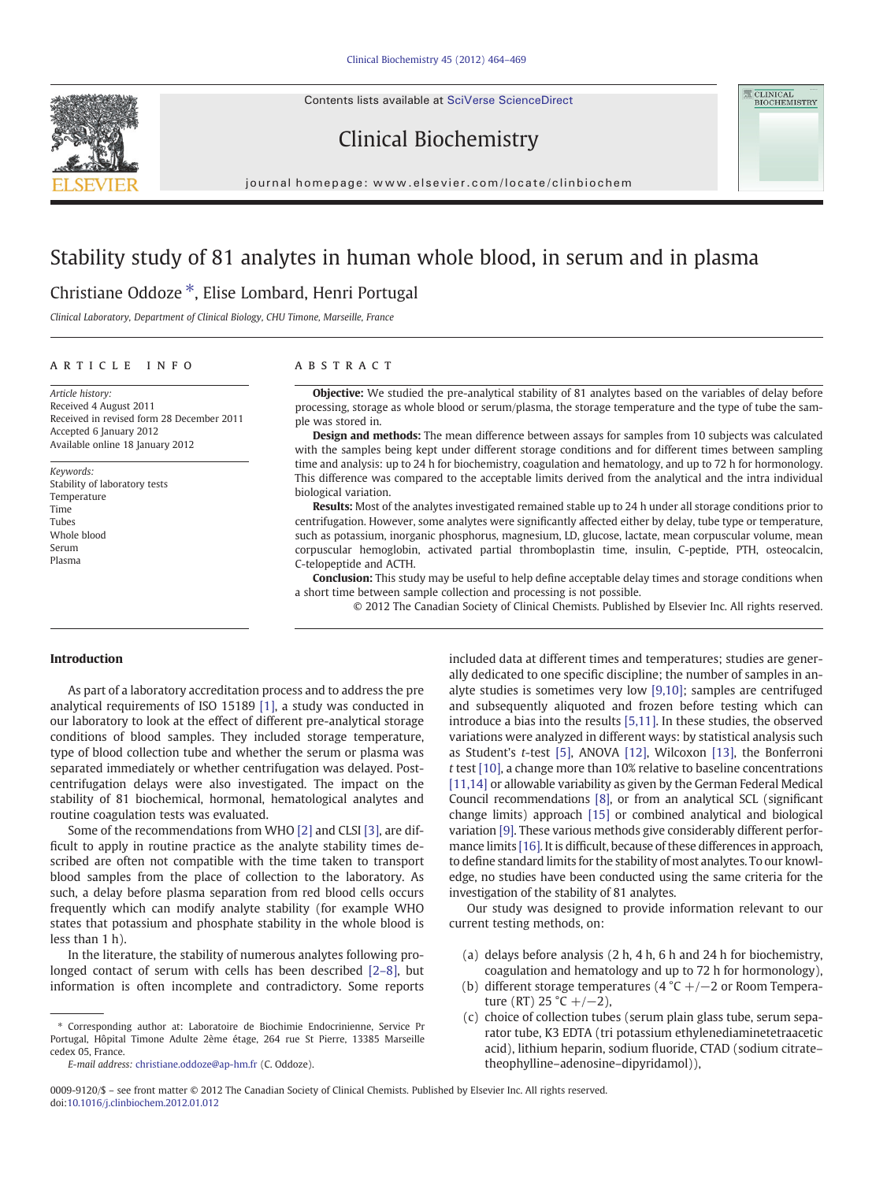# Stability study of 81 analytes in human whole blood, in serum and in plasma

Christiane Oddoze *, Elise Lombard, Henri Portugal

*Clinical Laboratory, Department of Clinical Biology, CHU Timone, Marseille, France*

## ARTICLE INFO

*Article history:*
Received 4 August 2011
Received in revised form 28 December 2011
Accepted 6 January 2012
Available online 18 January 2012

*Keywords:*
Stability of laboratory tests
Temperature
Time
Tubes
Whole blood
Serum
Plasma

## ABSTRACT

**Objective:** We studied the pre-analytical stability of 81 analytes based on the variables of delay before processing, storage as whole blood or serum/plasma, the storage temperature and the type of tube the sample was stored in.

**Design and methods:** The mean difference between assays for samples from 10 subjects was calculated with the samples being kept under different storage conditions and for different times between sampling time and analysis: up to 24 h for biochemistry, coagulation and hematology, and up to 72 h for hormonology. This difference was compared to the acceptable limits derived from the analytical and the intra individual biological variation.

**Results:** Most of the analytes investigated remained stable up to 24 h under all storage conditions prior to centrifugation. However, some analytes were significantly affected either by delay, tube type or temperature, such as potassium, inorganic phosphorus, magnesium, LD, glucose, lactate, mean corpuscular volume, mean corpuscular hemoglobin, activated partial thromboplastin time, insulin, C-peptide, PTH, osteocalcin, C-telopeptide and ACTH.

**Conclusion:** This study may be useful to help define acceptable delay times and storage conditions when a short time between sample collection and processing is not possible.

© 2012 The Canadian Society of Clinical Chemists. Published by Elsevier Inc. All rights reserved.

## Introduction

As part of a laboratory accreditation process and to address the pre analytical requirements of ISO 15189 [1], a study was conducted in our laboratory to look at the effect of different pre-analytical storage conditions of blood samples. They included storage temperature, type of blood collection tube and whether the serum or plasma was separated immediately or whether centrifugation was delayed. Post-centrifugation delays were also investigated. The impact on the stability of 81 biochemical, hormonal, hematological analytes and routine coagulation tests was evaluated.

Some of the recommendations from WHO [2] and CLSI [3], are difficult to apply in routine practice as the analyte stability times described are often not compatible with the time taken to transport blood samples from the place of collection to the laboratory. As such, a delay before plasma separation from red blood cells occurs frequently which can modify analyte stability (for example WHO states that potassium and phosphate stability in the whole blood is less than 1 h).

In the literature, the stability of numerous analytes following prolonged contact of serum with cells has been described [2–8], but information is often incomplete and contradictory. Some reports included data at different times and temperatures; studies are generally dedicated to one specific discipline; the number of samples in an analyte studies is sometimes very low [9,10]; samples are centrifuged and subsequently aliquoted and frozen before testing which can introduce a bias into the results [5,11]. In these studies, the observed variations were analyzed in different ways: by statistical analysis such as Student's *t*-test [5], ANOVA [12], Wilcoxon [13], the Bonferroni *t* test [10], a change more than 10% relative to baseline concentrations [11,14] or allowable variability as given by the German Federal Medical Council recommendations [8], or from an analytical SCL (significant change limits) approach [15] or combined analytical and biological variation [9]. These various methods give considerably different performance limits [16]. It is difficult, because of these differences in approach, to define standard limits for the stability of most analytes. To our knowledge, no studies have been conducted using the same criteria for the investigation of the stability of 81 analytes.

Our study was designed to provide information relevant to our current testing methods, on:

(a) delays before analysis (2 h, 4 h, 6 h and 24 h for biochemistry, coagulation and hematology and up to 72 h for hormonology),
(b) different storage temperatures (4 °C +/−2 or Room Temperature (RT) 25 °C +/−2),
(c) choice of collection tubes (serum plain glass tube, serum separator tube, K3 EDTA (tri potassium ethylenediaminetetraacetic acid), lithium heparin, sodium fluoride, CTAD (sodium citrate–theophylline–adenosine–dipyridamol)),

* Corresponding author at: Laboratoire de Biochimie Endocrinienne, Service Pr Portugal, Hôpital Timone Adulte 2ème étage, 264 rue St Pierre, 13385 Marseille cedex 05, France.
*E-mail address:* christiane.oddoze@ap-hm.fr (C. Oddoze).

0009-9120/$ – see front matter © 2012 The Canadian Society of Clinical Chemists. Published by Elsevier Inc. All rights reserved.
doi:10.1016/j.clinbiochem.2012.01.012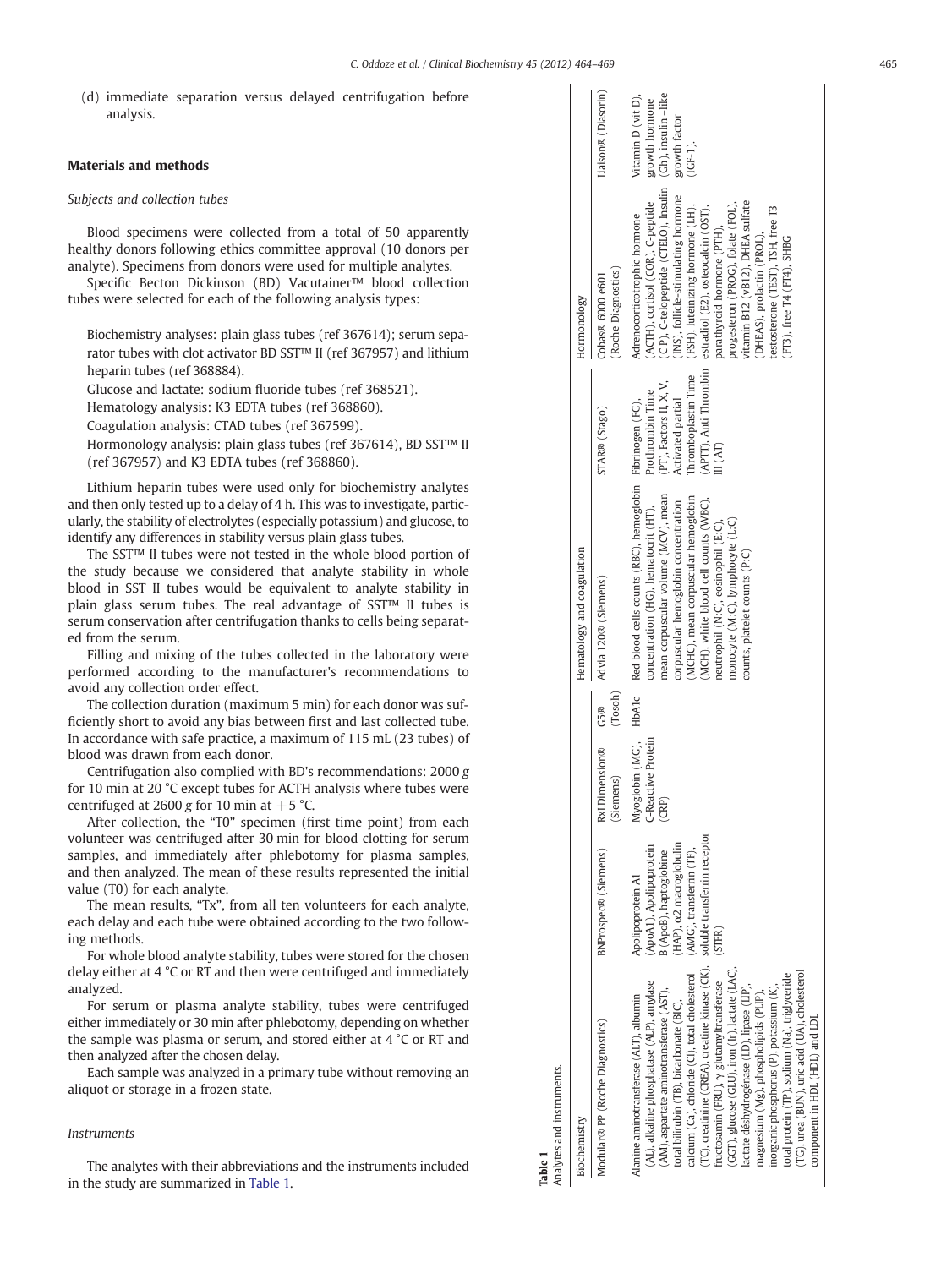(d) immediate separation versus delayed centrifugation before analysis.

## Materials and methods

### Subjects and collection tubes

Blood specimens were collected from a total of 50 apparently healthy donors following ethics committee approval (10 donors per analyte). Specimens from donors were used for multiple analytes.

Specific Becton Dickinson (BD) Vacutainer™ blood collection tubes were selected for each of the following analysis types:

Biochemistry analyses: plain glass tubes (ref 367614); serum separator tubes with clot activator BD SST™ II (ref 367957) and lithium heparin tubes (ref 368884).

Glucose and lactate: sodium fluoride tubes (ref 368521).

Hematology analysis: K3 EDTA tubes (ref 368860).

Coagulation analysis: CTAD tubes (ref 367599).

Hormonology analysis: plain glass tubes (ref 367614), BD SST™ II (ref 367957) and K3 EDTA tubes (ref 368860).

Lithium heparin tubes were used only for biochemistry analytes and then only tested up to a delay of 4 h. This was to investigate, particularly, the stability of electrolytes (especially potassium) and glucose, to identify any differences in stability versus plain glass tubes.

The SST™ II tubes were not tested in the whole blood portion of the study because we considered that analyte stability in whole blood in SST II tubes would be equivalent to analyte stability in plain glass serum tubes. The real advantage of SST™ II tubes is serum conservation after centrifugation thanks to cells being separated from the serum.

Filling and mixing of the tubes collected in the laboratory were performed according to the manufacturer's recommendations to avoid any collection order effect.

The collection duration (maximum 5 min) for each donor was sufficiently short to avoid any bias between first and last collected tube. In accordance with safe practice, a maximum of 115 mL (23 tubes) of blood was drawn from each donor.

Centrifugation also complied with BD's recommendations: 2000 *g* for 10 min at 20 °C except tubes for ACTH analysis where tubes were centrifuged at 2600 *g* for 10 min at +5 °C.

After collection, the "T0" specimen (first time point) from each volunteer was centrifuged after 30 min for blood clotting for serum samples, and immediately after phlebotomy for plasma samples, and then analyzed. The mean of these results represented the initial value (T0) for each analyte.

The mean results, "Tx", from all ten volunteers for each analyte, each delay and each tube were obtained according to the two following methods.

For whole blood analyte stability, tubes were stored for the chosen delay either at 4 °C or RT and then were centrifuged and immediately analyzed.

For serum or plasma analyte stability, tubes were centrifuged either immediately or 30 min after phlebotomy, depending on whether the sample was plasma or serum, and stored either at 4 °C or RT and then analyzed after the chosen delay.

Each sample was analyzed in a primary tube without removing an aliquot or storage in a frozen state.

### Instruments

The analytes with their abbreviations and the instruments included in the study are summarized in Table 1.

**Table 1**
Analytes and instruments.

| Biochemistry | | | | Hematology and coagulation | | Hormonology | |
|---|---|---|---|---|---|---|---|
| Modular® PP (Roche Diagnostics) | BNProspec® (Siemens) | RxLDimension® (Siemens) | G5® (Tosoh) | Advia 120® (Siemens) | STAR® (Stago) | Cobas® 6000 e601 (Roche Diagnostics) | Liaison® (Diasorin) |
| Alanine aminotransferase (ALT), albumin (AL), alkaline phosphatase (ALP), amylase (AM), aspartate aminotransferase (AST), total bilirubin (TB), bicarbonate (BIC), calcium (Ca), chloride (Cl), total cholesterol (TC), creatinine (CREA), creatine kinase (CK), fructosamin (FRU), γ-glutamyltransferase (GGT), glucose (GLU), iron (Ir), lactate (LAC), lactate déshydrogénase (LD), lipase (LIP), magnesium (Mg), phospholipids (PLIP), inorganic phosphorus (P), potassium (K), total protein (TP), sodium (Na), triglyceride (TG), urea (BUN), uric acid (UA), cholesterol component in HDL (HDL) and LDL | Apolipoprotein A1 (ApoA1), Apolipoprotein B (ApoB), haptoglobine (HAP), α2 macroglobulin (AMG), transferrin (TF), soluble transferrin receptor (STFR) | Myoglobin (MG), C-Reactive Protein (CRP) | HbA1c | Red blood cells counts (RBC), hemoglobin concentration (HG), hematocrit (HT), mean corpuscular volume (MCV), mean corpuscular hemoglobin concentration (MCHC), mean corpuscular hemoglobin (MCH), white blood cell counts (WBC), neutrophil (N:C), eosinophil (E:C), monocyte (M:C), lymphocyte (L:C) counts, platelet counts (P:C) | Fibrinogen (FG), Prothrombin Time (PT), Factors II, X, V, Activated partial Thromboplastin Time (APTT), Anti Thrombin III (AT) | Adrenocorticotrophic hormone (ACTH), cortisol (COR), C-peptide (CP), C-telopeptide (CTELO), Insulin (INS), follicle-stimulating hormone (FSH), luteinizing hormone (LH), estradiol (E2), osteocalcin (OST), parathyroid hormone (PTH), progesteron (PROG), folate (FOL), vitamin B12 (vB12), DHEA sulfate (DHEAS), prolactin (PROL), testosterone (TEST), TSH, free T3 (FT3), free T4 (FT4), SHBG | Vitamin D (vit D), growth hormone (Gh), insulin –like growth factor (IGF-1). |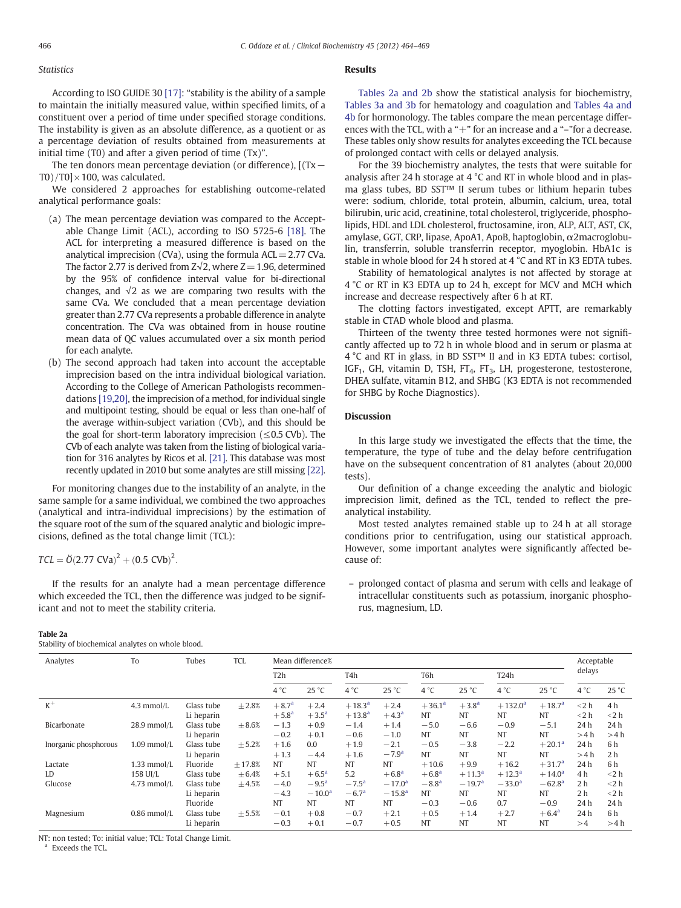### Statistics

According to ISO GUIDE 30 [17]: "stability is the ability of a sample to maintain the initially measured value, within specified limits, of a constituent over a period of time under specified storage conditions. The instability is given as an absolute difference, as a quotient or as a percentage deviation of results obtained from measurements at initial time (T0) and after a given period of time (Tx)".

The ten donors mean percentage deviation (or difference), $[(Tx-T0)/T0] \times 100$, was calculated.

We considered 2 approaches for establishing outcome-related analytical performance goals:

(a) The mean percentage deviation was compared to the Acceptable Change Limit (ACL), according to ISO 5725-6 [18]. The ACL for interpreting a measured difference is based on the analytical imprecision (CVa), using the formula ACL = 2.77 CVa. The factor 2.77 is derived from $Z\sqrt{2}$, where Z = 1.96, determined by the 95% of confidence interval value for bi-directional changes, and $\sqrt{2}$ as we are comparing two results with the same CVa. We concluded that a mean percentage deviation greater than 2.77 CVa represents a probable difference in analyte concentration. The CVa was obtained from in house routine mean data of QC values accumulated over a six month period for each analyte.

(b) The second approach had taken into account the acceptable imprecision based on the intra individual biological variation. According to the College of American Pathologists recommendations [19,20], the imprecision of a method, for individual single and multipoint testing, should be equal or less than one-half of the average within-subject variation (CVb), and this should be the goal for short-term laboratory imprecision ($\leq$0.5 CVb). The CVb of each analyte was taken from the listing of biological variation for 316 analytes by Ricos et al. [21]. This database was most recently updated in 2010 but some analytes are still missing [22].

For monitoring changes due to the instability of an analyte, in the same sample for a same individual, we combined the two approaches (analytical and intra-individual imprecisions) by the estimation of the square root of the sum of the squared analytic and biologic imprecisions, defined as the total change limit (TCL):

$$TCL = \ddot{O}(2.77\ \mathrm{CVa})^2 + (0.5\ \mathrm{CVb})^2.$$

If the results for an analyte had a mean percentage difference which exceeded the TCL, then the difference was judged to be significant and not to meet the stability criteria.

## Results

Tables 2a and 2b show the statistical analysis for biochemistry, Tables 3a and 3b for hematology and coagulation and Tables 4a and 4b for hormonology. The tables compare the mean percentage differences with the TCL, with a "+" for an increase and a "–"for a decrease. These tables only show results for analytes exceeding the TCL because of prolonged contact with cells or delayed analysis.

For the 39 biochemistry analytes, the tests that were suitable for analysis after 24 h storage at 4 °C and RT in whole blood and in plasma glass tubes, BD SST™ II serum tubes or lithium heparin tubes were: sodium, chloride, total protein, albumin, calcium, urea, total bilirubin, uric acid, creatinine, total cholesterol, triglyceride, phospholipids, HDL and LDL cholesterol, fructosamine, iron, ALP, ALT, AST, CK, amylase, GGT, CRP, lipase, ApoA1, ApoB, haptoglobin, α2macroglobulin, transferrin, soluble transferrin receptor, myoglobin. HbA1c is stable in whole blood for 24 h stored at 4 °C and RT in K3 EDTA tubes.

Stability of hematological analytes is not affected by storage at 4 °C or RT in K3 EDTA up to 24 h, except for MCV and MCH which increase and decrease respectively after 6 h at RT.

The clotting factors investigated, except APTT, are remarkably stable in CTAD whole blood and plasma.

Thirteen of the twenty three tested hormones were not significantly affected up to 72 h in whole blood and in serum or plasma at 4 °C and RT in glass, in BD SST™ II and in K3 EDTA tubes: cortisol, $IGF_1$, GH, vitamin D, TSH, $FT_4$, $FT_3$, LH, progesterone, testosterone, DHEA sulfate, vitamin B12, and SHBG (K3 EDTA is not recommended for SHBG by Roche Diagnostics).

## Discussion

In this large study we investigated the effects that the time, the temperature, the type of tube and the delay before centrifugation have on the subsequent concentration of 81 analytes (about 20,000 tests).

Our definition of a change exceeding the analytic and biologic imprecision limit, defined as the TCL, tended to reflect the pre-analytical instability.

Most tested analytes remained stable up to 24 h at all storage conditions prior to centrifugation, using our statistical approach. However, some important analytes were significantly affected because of:

– prolonged contact of plasma and serum with cells and leakage of intracellular constituents such as potassium, inorganic phosphorus, magnesium, LD.

**Table 2a**
Stability of biochemical analytes on whole blood.

| Analytes | To | Tubes | TCL | Mean difference% | | | | | | | | Acceptable delays | |
|---|---|---|---|---|---|---|---|---|---|---|---|---|---|
| | | | | T2h | | T4h | | T6h | | T24h | | | |
| | | | | 4 °C | 25 °C | 4 °C | 25 °C | 4 °C | 25 °C | 4 °C | 25 °C | 4 °C | 25 °C |
| $K^+$ | 4.3 mmol/L | Glass tube | ±2.8% | +8.7[a] | +2.4 | +18.3[a] | +2.4 | +36.1[a] | +3.8[a] | +132.0[a] | +18.7[a] | <2 h | 4 h |
| | | Li heparin | | +5.8[a] | +3.5[a] | +13.8[a] | +4.3[a] | NT | NT | NT | NT | <2 h | <2 h |
| Bicarbonate | 28.9 mmol/L | Glass tube | ±8.6% | −1.3 | +0.9 | −1.4 | +1.4 | −5.0 | −6.6 | −0.9 | −5.1 | 24 h | 24 h |
| | | Li heparin | | −0.2 | +0.1 | −0.6 | −1.0 | NT | NT | NT | NT | >4 h | >4 h |
| Inorganic phosphorous | 1.09 mmol/L | Glass tube | ±5.2% | +1.6 | 0.0 | +1.9 | −2.1 | −0.5 | −3.8 | −2.2 | +20.1[a] | 24 h | 6 h |
| | | Li heparin | | +1.3 | −4.4 | +1.6 | −7.9[a] | NT | NT | NT | NT | >4 h | 2 h |
| Lactate | 1.33 mmol/L | Fluoride | ±17.8% | NT | NT | NT | NT | +10.6 | +9.9 | +16.2 | +31.7[a] | 24 h | 6 h |
| LD | 158 UI/L | Glass tube | ±6.4% | +5.1 | +6.5[a] | 5.2 | +6.8[a] | +6.8[a] | +11.3[a] | +12.3[a] | +14.0[a] | 4 h | <2 h |
| Glucose | 4.73 mmol/L | Glass tube | ±4.5% | −4.0 | −9.5[a] | −7.5[a] | −17.0[a] | −8.8[a] | −19.7[a] | −33.0[a] | −62.8[a] | 2 h | <2 h |
| | | Li heparin | | −4.3 | −10.0[a] | −6.7[a] | −15.8[a] | NT | NT | NT | NT | 2 h | <2 h |
| | | Fluoride | | NT | NT | NT | NT | −0.3 | −0.6 | 0.7 | −0.9 | 24 h | 24 h |
| Magnesium | 0.86 mmol/L | Glass tube | ±5.5% | −0.1 | +0.8 | −0.7 | +2.1 | +0.5 | +1.4 | +2.7 | +6.4[a] | 24 h | 6 h |
| | | Li heparin | | −0.3 | +0.1 | −0.7 | +0.5 | NT | NT | NT | NT | >4 | >4 h |

NT: non tested; To: initial value; TCL: Total Change Limit.
[a] Exceeds the TCL.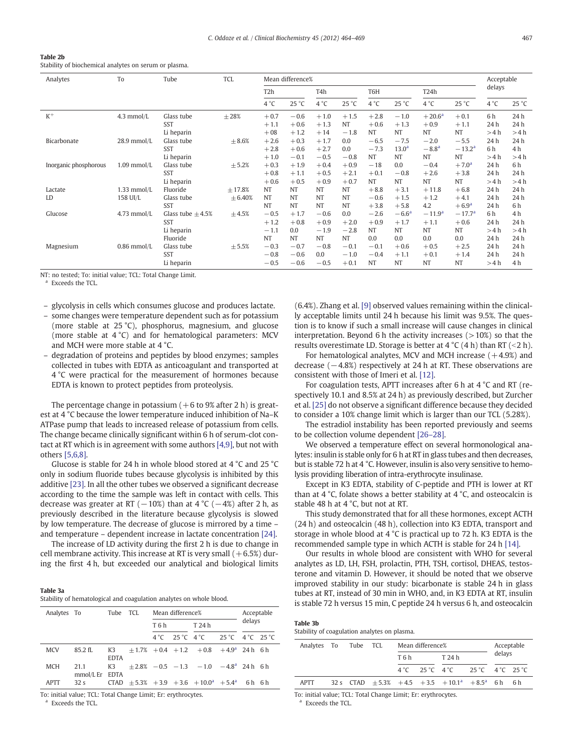**Table 2b**
Stability of biochemical analytes on serum or plasma.

| Analytes | To | Tube | TCL | Mean difference% | | | | | | | | Acceptable delays | |
|---|---|---|---|---|---|---|---|---|---|---|---|---|---|
| | | | | T2h | | T4h | | T6H | | T24h | | | |
| | | | | 4 °C | 25 °C | 4 °C | 25 °C | 4 °C | 25 °C | 4 °C | 25 °C | 4 °C | 25 °C |
| $K^+$ | 4.3 mmol/L | Glass tube | ±28% | +0.7 | −0.6 | +1.0 | +1.5 | +2.8 | −1.0 | +20.6[a] | +0.1 | 6 h | 24 h |
| | | SST | | +1.1 | +0.6 | +1.3 | NT | +0.6 | +1.3 | +0.9 | +1.1 | 24 h | 24 h |
| | | Li heparin | | +08 | +1.2 | +14 | −1.8 | NT | NT | NT | NT | >4 h | >4 h |
| Bicarbonate | 28.9 mmol/L | Glass tube | ±8.6% | +2.6 | +0.3 | +1.7 | 0.0 | −6.5 | −7.5 | −2.0 | −5.5 | 24 h | 24 h |
| | | SST | | +2.8 | +0.6 | +2.7 | 0.0 | −7.3 | 13.0[a] | −8.8[a] | −13.2[a] | 6 h | 4 h |
| | | Li heparin | | +1.0 | −0.1 | −0.5 | −0.8 | NT | NT | NT | NT | >4 h | >4 h |
| Inorganic phosphorous | 1.09 mmol/L | Glass tube | ±5.2% | +0.3 | +1.9 | +0.4 | +0.9 | −18 | 0.0 | −0.4 | +7.0[a] | 24 h | 6 h |
| | | SST | | +0.8 | +1.1 | +0.5 | +2.1 | +0.1 | −0.8 | +2.6 | +3.8 | 24 h | 24 h |
| | | Li heparin | | +0.6 | +0.5 | +0.9 | +0.7 | NT | NT | NT | NT | >4 h | >4 h |
| Lactate | 1.33 mmol/L | Fluoride | ±17.8% | NT | NT | NT | NT | +8.8 | +3.1 | +11.8 | +6.8 | 24 h | 24 h |
| LD | 158 UI/L | Glass tube | ±6.40% | NT | NT | NT | NT | −0.6 | +1.5 | +1.2 | +4.1 | 24 h | 24 h |
| | | SST | | NT | NT | NT | NT | +3.8 | +5.8 | 4.2 | +6.9[a] | 24 h | 6 h |
| Glucose | 4.73 mmol/L | Glass tube ±4.5% | ±4.5% | −0.5 | +1.7 | −0.6 | 0.0 | −2.6 | −6.6[a] | −11.9[a] | −17.7[a] | 6 h | 4 h |
| | | SST | | +1.2 | +0.8 | +0.9 | +2.0 | +0.9 | +1.7 | +1.1 | +0.6 | 24 h | 24 h |
| | | Li heparin | | −1.1 | 0.0 | −1.9 | −2.8 | NT | NT | NT | NT | >4 h | >4 h |
| | | Fluoride | | NT | NT | NT | NT | 0.0 | 0.0 | 0.0 | 0.0 | 24 h | 24 h |
| Magnesium | 0.86 mmol/L | Glass tube | ±5.5% | −0.3 | −0.7 | −0.8 | −0.1 | −0.1 | +0.6 | +0.5 | +2.5 | 24 h | 24 h |
| | | SST | | −0.8 | −0.6 | 0.0 | −1.0 | −0.4 | +1.1 | +0.1 | +1.4 | 24 h | 24 h |
| | | Li heparin | | −0.5 | −0.6 | −0.5 | +0.1 | NT | NT | NT | NT | >4 h | 4 h |

NT: no tested; To: initial value; TCL: Total Change Limit.
[a] Exceeds the TCL.

– glycolysis in cells which consumes glucose and produces lactate.
– some changes were temperature dependent such as for potassium (more stable at 25 °C), phosphorus, magnesium, and glucose (more stable at 4 °C) and for hematological parameters: MCV and MCH were more stable at 4 °C.
– degradation of proteins and peptides by blood enzymes; samples collected in tubes with EDTA as anticoagulant and transported at 4 °C were practical for the measurement of hormones because EDTA is known to protect peptides from proteolysis.

The percentage change in potassium (+6 to 9% after 2 h) is greatest at 4 °C because the lower temperature induced inhibition of Na–K ATPase pump that leads to increased release of potassium from cells. The change became clinically significant within 6 h of serum-clot contact at RT which is in agreement with some authors [4,9], but not with others [5,6,8].

Glucose is stable for 24 h in whole blood stored at 4 °C and 25 °C only in sodium fluoride tubes because glycolysis is inhibited by this additive [23]. In all the other tubes we observed a significant decrease according to the time the sample was left in contact with cells. This decrease was greater at RT (−10%) than at 4 °C (−4%) after 2 h, as previously described in the literature because glycolysis is slowed by low temperature. The decrease of glucose is mirrored by a time – and temperature – dependent increase in lactate concentration [24].

The increase of LD activity during the first 2 h is due to change in cell membrane activity. This increase at RT is very small (+6.5%) during the first 4 h, but exceeded our analytical and biological limits (6.4%). Zhang et al. [9] observed values remaining within the clinically acceptable limits until 24 h because his limit was 9.5%. The question is to know if such a small increase will cause changes in clinical interpretation. Beyond 6 h the activity increases (>10%) so that the results overestimate LD. Storage is better at 4 °C (4 h) than RT (<2 h).

For hematological analytes, MCV and MCH increase (+4.9%) and decrease (−4.8%) respectively at 24 h at RT. These observations are consistent with those of Imeri et al. [12].

For coagulation tests, APTT increases after 6 h at 4 °C and RT (respectively 10.1 and 8.5% at 24 h) as previously described, but Zurcher et al. [25] do not observe a significant difference because they decided to consider a 10% change limit which is larger than our TCL (5.28%).

The estradiol instability has been reported previously and seems to be collection volume dependent [26–28].

We observed a temperature effect on several hormonological analytes: insulin is stable only for 6 h at RT in glass tubes and then decreases, but is stable 72 h at 4 °C. However, insulin is also very sensitive to hemolysis providing liberation of intra-erythrocyte insulinase.

Except in K3 EDTA, stability of C-peptide and PTH is lower at RT than at 4 °C, folate shows a better stability at 4 °C, and osteocalcin is stable 48 h at 4 °C, but not at RT.

This study demonstrated that for all these hormones, except ACTH (24 h) and osteocalcin (48 h), collection into K3 EDTA, transport and storage in whole blood at 4 °C is practical up to 72 h. K3 EDTA is the recommended sample type in which ACTH is stable for 24 h [14].

Our results in whole blood are consistent with WHO for several analytes as LD, LH, FSH, prolactin, PTH, TSH, cortisol, DHEAS, testosterone and vitamin D. However, it should be noted that we observe improved stability in our study: bicarbonate is stable 24 h in glass tubes at RT, instead of 30 min in WHO, and, in K3 EDTA at RT, insulin is stable 72 h versus 15 min, C peptide 24 h versus 6 h, and osteocalcin

**Table 3a**
Stability of hematological and coagulation analytes on whole blood.

| Analytes | To | Tube | TCL | Mean difference% | | | | Acceptable delays | |
|---|---|---|---|---|---|---|---|---|---|
| | | | | T 6 h | | T 24 h | | | |
| | | | | 4 °C | 25 °C | 4 °C | 25 °C | 4 °C | 25 °C |
| MCV | 85.2 fL | K3 EDTA | ±1.7% | +0.4 | +1.2 | +0.8 | +4.9[a] | 24 h | 6 h |
| MCH | 21.1 mmol/L Er | K3 EDTA | ±2.8% | −0.5 | −1.3 | −1.0 | −4.8[a] | 24 h | 6 h |
| APTT | 32 s | CTAD | ±5.3% | +3.9 | +3.6 | +10.0[a] | +5.4[a] | 6 h | 6 h |

To: initial value; TCL: Total Change Limit; Er: erythrocytes.
[a] Exceeds the TCL.

**Table 3b**
Stability of coagulation analytes on plasma.

| Analytes | To | Tube | TCL | Mean difference% | | | | Acceptable delays | |
|---|---|---|---|---|---|---|---|---|---|
| | | | | T 6 h | | T 24 h | | | |
| | | | | 4 °C | 25 °C | 4 °C | 25 °C | 4 °C | 25 °C |
| APTT | 32 s | CTAD | ±5.3% | +4.5 | +3.5 | +10.1[a] | +8.5[a] | 6 h | 6 h |

To: initial value; TCL: Total Change Limit; Er: erythrocytes.
[a] Exceeds the TCL.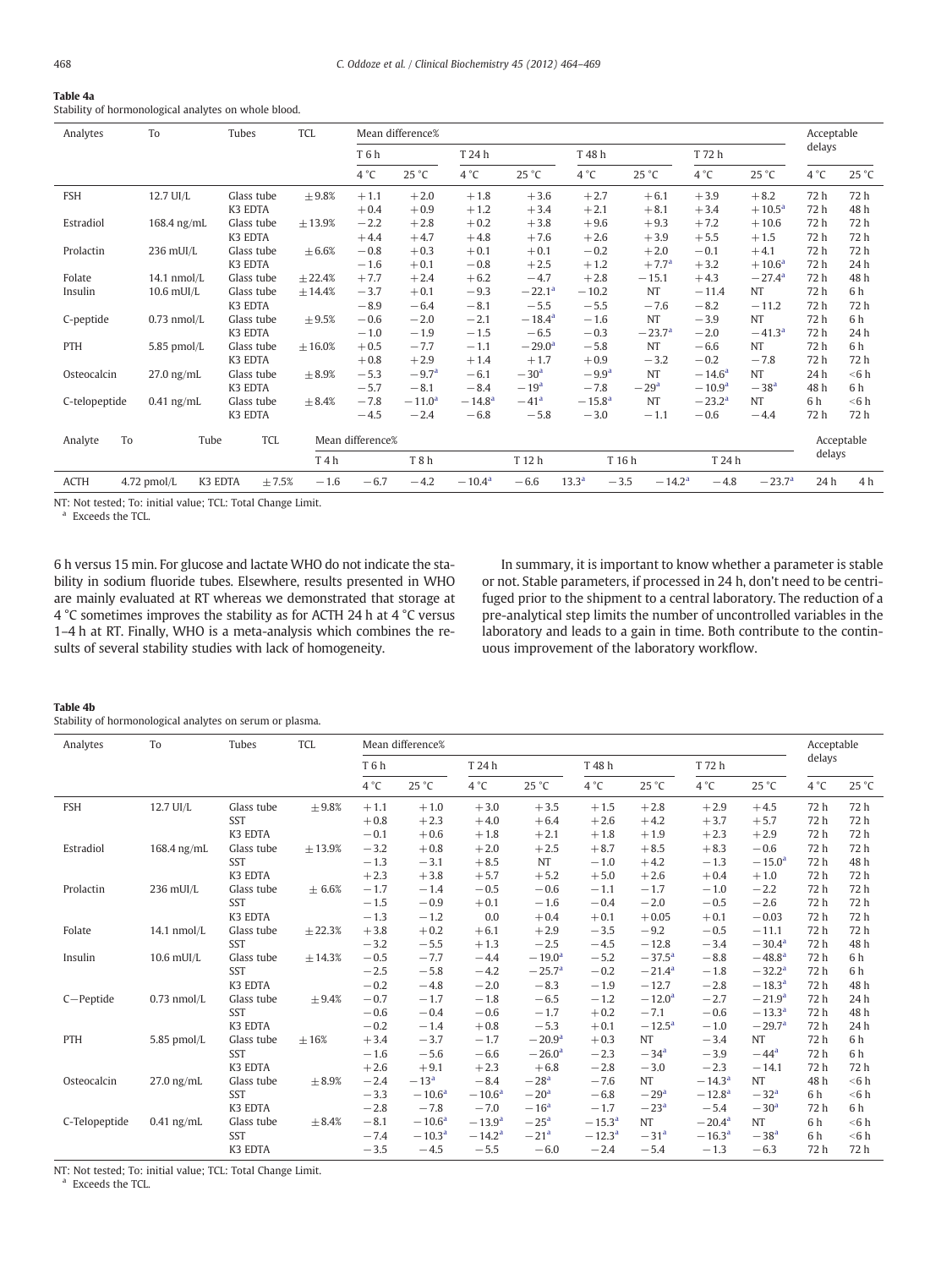**Table 4a**
Stability of hormonological analytes on whole blood.

| Analytes | To | Tubes | TCL | Mean difference% | | | | | | | | Acceptable delays | |
|---|---|---|---|---|---|---|---|---|---|---|---|---|---|
| | | | | T 6 h | | T 24 h | | T 48 h | | T 72 h | | | |
| | | | | 4 °C | 25 °C | 4 °C | 25 °C | 4 °C | 25 °C | 4 °C | 25 °C | 4 °C | 25 °C |
| FSH | 12.7 UI/L | Glass tube | ±9.8% | +1.1 | +2.0 | +1.8 | +3.6 | +2.7 | +6.1 | +3.9 | +8.2 | 72 h | 72 h |
| | | K3 EDTA | | +0.4 | +0.9 | +1.2 | +3.4 | +2.1 | +8.1 | +3.4 | +10.5[a] | 72 h | 48 h |
| Estradiol | 168.4 ng/mL | Glass tube | ±13.9% | −2.2 | +2.8 | +0.2 | +3.8 | +9.6 | +9.3 | +7.2 | +10.6 | 72 h | 72 h |
| | | K3 EDTA | | +4.4 | +4.7 | +4.8 | +7.6 | +2.6 | +3.9 | +5.5 | +1.5 | 72 h | 72 h |
| Prolactin | 236 mUI/L | Glass tube | ±6.6% | −0.8 | +0.3 | +0.1 | +0.1 | −0.2 | +2.0 | −0.1 | +4.1 | 72 h | 72 h |
| | | K3 EDTA | | −1.6 | +0.1 | −0.8 | +2.5 | +1.2 | +7.7[a] | +3.2 | +10.6[a] | 72 h | 24 h |
| Folate | 14.1 nmol/L | Glass tube | ±22.4% | +7.7 | +2.4 | +6.2 | −4.7 | +2.8 | −15.1 | +4.3 | −27.4[a] | 72 h | 48 h |
| Insulin | 10.6 mUI/L | Glass tube | ±14.4% | −3.7 | +0.1 | −9.3 | −22.1[a] | −10.2 | NT | −11.4 | NT | 72 h | 6 h |
| | | K3 EDTA | | −8.9 | −6.4 | −8.1 | −5.5 | −5.5 | −7.6 | −8.2 | −11.2 | 72 h | 72 h |
| C-peptide | 0.73 nmol/L | Glass tube | ±9.5% | −0.6 | −2.0 | −2.1 | −18.4[a] | −1.6 | NT | −3.9 | NT | 72 h | 6 h |
| | | K3 EDTA | | −1.0 | −1.9 | −1.5 | −6.5 | −0.3 | −23.7[a] | −2.0 | −41.3[a] | 72 h | 24 h |
| PTH | 5.85 pmol/L | Glass tube | ±16.0% | +0.5 | −7.7 | −1.1 | −29.0[a] | −5.8 | NT | −6.6 | NT | 72 h | 6 h |
| | | K3 EDTA | | +0.8 | +2.9 | +1.4 | +1.7 | +0.9 | −3.2 | −0.2 | −7.8 | 72 h | 72 h |
| Osteocalcin | 27.0 ng/mL | Glass tube | ±8.9% | −5.3 | −9.7[a] | −6.1 | −30[a] | −9.9[a] | NT | −14.6[a] | NT | 24 h | <6 h |
| | | K3 EDTA | | −5.7 | −8.1 | −8.4 | −19[a] | −7.8 | −29[a] | −10.9[a] | −38[a] | 48 h | 6 h |
| C-telopeptide | 0.41 ng/mL | Glass tube | ±8.4% | −7.8 | −11.0[a] | −14.8[a] | −41[a] | −15.8[a] | NT | −23.2[a] | NT | 6 h | <6 h |
| | | K3 EDTA | | −4.5 | −2.4 | −6.8 | −5.8 | −3.0 | −1.1 | −0.6 | −4.4 | 72 h | 72 h |

| Analyte | To | Tube | TCL | Mean difference% | | | | | | | | | | Acceptable delays | |
|---|---|---|---|---|---|---|---|---|---|---|---|---|---|---|---|
| | | | | T 4 h | | T 8 h | | T 12 h | | T 16 h | | T 24 h | | | |
| ACTH | 4.72 pmol/L | K3 EDTA | ±7.5% | −1.6 | −6.7 | −4.2 | −10.4[a] | −6.6 | 13.3[a] | −3.5 | −14.2[a] | −4.8 | −23.7[a] | 24 h | 4 h |

NT: Not tested; To: initial value; TCL: Total Change Limit.
[a] Exceeds the TCL.

6 h versus 15 min. For glucose and lactate WHO do not indicate the stability in sodium fluoride tubes. Elsewhere, results presented in WHO are mainly evaluated at RT whereas we demonstrated that storage at 4 °C sometimes improves the stability as for ACTH 24 h at 4 °C versus 1–4 h at RT. Finally, WHO is a meta-analysis which combines the results of several stability studies with lack of homogeneity.

In summary, it is important to know whether a parameter is stable or not. Stable parameters, if processed in 24 h, don't need to be centrifuged prior to the shipment to a central laboratory. The reduction of a pre-analytical step limits the number of uncontrolled variables in the laboratory and leads to a gain in time. Both contribute to the continuous improvement of the laboratory workflow.

**Table 4b**
Stability of hormonological analytes on serum or plasma.

| Analytes | To | Tubes | TCL | Mean difference% | | | | | | | | Acceptable delays | |
|---|---|---|---|---|---|---|---|---|---|---|---|---|---|
| | | | | T 6 h | | T 24 h | | T 48 h | | T 72 h | | | |
| | | | | 4 °C | 25 °C | 4 °C | 25 °C | 4 °C | 25 °C | 4 °C | 25 °C | 4 °C | 25 °C |
| FSH | 12.7 UI/L | Glass tube | ±9.8% | +1.1 | +1.0 | +3.0 | +3.5 | +1.5 | +2.8 | +2.9 | +4.5 | 72 h | 72 h |
| | | SST | | +0.8 | +2.3 | +4.0 | +6.4 | +2.6 | +4.2 | +3.7 | +5.7 | 72 h | 72 h |
| | | K3 EDTA | | −0.1 | +0.6 | +1.8 | +2.1 | +1.8 | +1.9 | +2.3 | +2.9 | 72 h | 72 h |
| Estradiol | 168.4 ng/mL | Glass tube | ±13.9% | −3.2 | +0.8 | +2.0 | +2.5 | +8.7 | +8.5 | +8.3 | −0.6 | 72 h | 72 h |
| | | SST | | −1.3 | −3.1 | +8.5 | NT | −1.0 | +4.2 | −1.3 | −15.0[a] | 72 h | 48 h |
| | | K3 EDTA | | +2.3 | +3.8 | +5.7 | +5.2 | +5.0 | +2.6 | +0.4 | +1.0 | 72 h | 72 h |
| Prolactin | 236 mUI/L | Glass tube | ± 6.6% | −1.7 | −1.4 | −0.5 | −0.6 | −1.1 | −1.7 | −1.0 | −2.2 | 72 h | 72 h |
| | | SST | | −1.5 | −0.9 | +0.1 | −1.6 | −0.4 | −2.0 | −0.5 | −2.6 | 72 h | 72 h |
| | | K3 EDTA | | −1.3 | −1.2 | 0.0 | +0.4 | +0.1 | +0.05 | +0.1 | −0.03 | 72 h | 72 h |
| Folate | 14.1 nmol/L | Glass tube | ±22.3% | +3.8 | +0.2 | +6.1 | +2.9 | −3.5 | −9.2 | −0.5 | −11.1 | 72 h | 72 h |
| | | SST | | −3.2 | −5.5 | +1.3 | −2.5 | −4.5 | −12.8 | −3.4 | −30.4[a] | 72 h | 48 h |
| Insulin | 10.6 mUI/L | Glass tube | ±14.3% | −0.5 | −7.7 | −4.4 | −19.0[a] | −5.2 | −37.5[a] | −8.8 | −48.8[a] | 72 h | 6 h |
| | | SST | | −2.5 | −5.8 | −4.2 | −25.7[a] | −0.2 | −21.4[a] | −1.8 | −32.2[a] | 72 h | 6 h |
| | | K3 EDTA | | −0.2 | −4.8 | −2.0 | −8.3 | −1.9 | −12.7 | −2.8 | −18.3[a] | 72 h | 48 h |
| C−Peptide | 0.73 nmol/L | Glass tube | ±9.4% | −0.7 | −1.7 | −1.8 | −6.5 | −1.2 | −12.0[a] | −2.7 | −21.9[a] | 72 h | 24 h |
| | | SST | | −0.6 | −0.4 | −0.6 | −1.7 | +0.2 | −7.1 | −0.6 | −13.3[a] | 72 h | 48 h |
| | | K3 EDTA | | −0.2 | −1.4 | +0.8 | −5.3 | +0.1 | −12.5[a] | −1.0 | −29.7[a] | 72 h | 24 h |
| PTH | 5.85 pmol/L | Glass tube | ±16% | +3.4 | −3.7 | −1.7 | −20.9[a] | +0.3 | NT | −3.4 | NT | 72 h | 6 h |
| | | SST | | −1.6 | −5.6 | −6.6 | −26.0[a] | −2.3 | −34[a] | −3.9 | −44[a] | 72 h | 6 h |
| | | K3 EDTA | | +2.6 | +9.1 | +2.3 | +6.8 | −2.8 | −3.0 | −2.3 | −14.1 | 72 h | 72 h |
| Osteocalcin | 27.0 ng/mL | Glass tube | ±8.9% | −2.4 | −13[a] | −8.4 | −28[a] | −7.6 | NT | −14.3[a] | NT | 48 h | <6 h |
| | | SST | | −3.3 | −10.6[a] | −10.6[a] | −20[a] | −6.8 | −29[a] | −12.8[a] | −32[a] | 6 h | <6 h |
| | | K3 EDTA | | −2.8 | −7.8 | −7.0 | −16[a] | −1.7 | −23[a] | −5.4 | −30[a] | 72 h | 6 h |
| C-Telopeptide | 0.41 ng/mL | Glass tube | ±8.4% | −8.1 | −10.6[a] | −13.9[a] | −25[a] | −15.3[a] | NT | −20.4[a] | NT | 6 h | <6 h |
| | | SST | | −7.4 | −10.3[a] | −14.2[a] | −21[a] | −12.3[a] | −31[a] | −16.3[a] | −38[a] | 6 h | <6 h |
| | | K3 EDTA | | −3.5 | −4.5 | −5.5 | −6.0 | −2.4 | −5.4 | −1.3 | −6.3 | 72 h | 72 h |

NT: Not tested; To: initial value; TCL: Total Change Limit.
[a] Exceeds the TCL.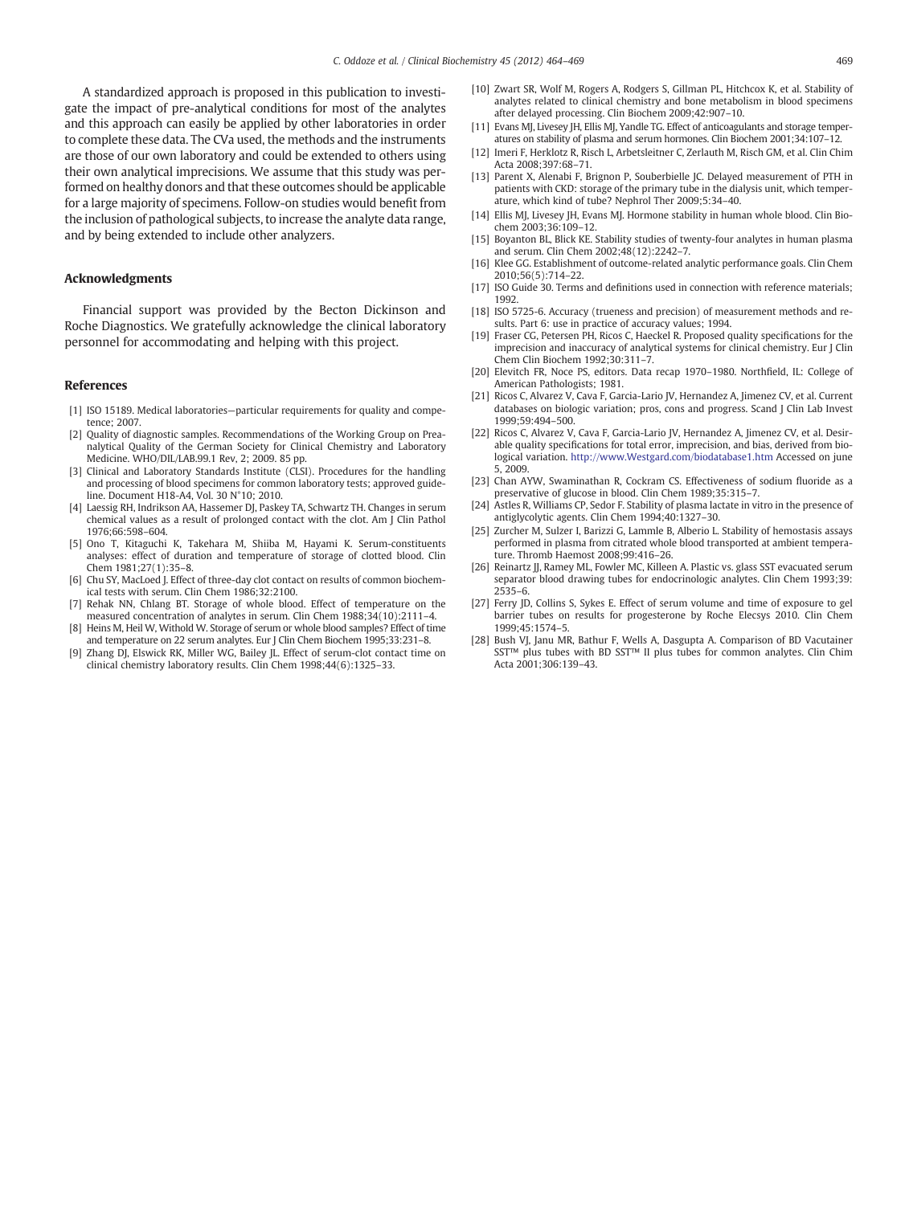A standardized approach is proposed in this publication to investigate the impact of pre-analytical conditions for most of the analytes and this approach can easily be applied by other laboratories in order to complete these data. The CVa used, the methods and the instruments are those of our own laboratory and could be extended to others using their own analytical imprecisions. We assume that this study was performed on healthy donors and that these outcomes should be applicable for a large majority of specimens. Follow-on studies would benefit from the inclusion of pathological subjects, to increase the analyte data range, and by being extended to include other analyzers.

## Acknowledgments

Financial support was provided by the Becton Dickinson and Roche Diagnostics. We gratefully acknowledge the clinical laboratory personnel for accommodating and helping with this project.

## References

[1] ISO 15189. Medical laboratories—particular requirements for quality and competence; 2007.

[2] Quality of diagnostic samples. Recommendations of the Working Group on Preanalytical Quality of the German Society for Clinical Chemistry and Laboratory Medicine. WHO/DIL/LAB.99.1 Rev, 2; 2009. 85 pp.

[3] Clinical and Laboratory Standards Institute (CLSI). Procedures for the handling and processing of blood specimens for common laboratory tests; approved guideline. Document H18-A4, Vol. 30 N°10; 2010.

[4] Laessig RH, Indrikson AA, Hassemer DJ, Paskey TA, Schwartz TH. Changes in serum chemical values as a result of prolonged contact with the clot. Am J Clin Pathol 1976;66:598–604.

[5] Ono T, Kitaguchi K, Takehara M, Shiiba M, Hayami K. Serum-constituents analyses: effect of duration and temperature of storage of clotted blood. Clin Chem 1981;27(1):35–8.

[6] Chu SY, MacLoed J. Effect of three-day clot contact on results of common biochemical tests with serum. Clin Chem 1986;32:2100.

[7] Rehak NN, Chlang BT. Storage of whole blood. Effect of temperature on the measured concentration of analytes in serum. Clin Chem 1988;34(10):2111–4.

[8] Heins M, Heil W, Withold W. Storage of serum or whole blood samples? Effect of time and temperature on 22 serum analytes. Eur J Clin Chem Biochem 1995;33:231–8.

[9] Zhang DJ, Elswick RK, Miller WG, Bailey JL. Effect of serum-clot contact time on clinical chemistry laboratory results. Clin Chem 1998;44(6):1325–33.

[10] Zwart SR, Wolf M, Rogers A, Rodgers S, Gillman PL, Hitchcox K, et al. Stability of analytes related to clinical chemistry and bone metabolism in blood specimens after delayed processing. Clin Biochem 2009;42:907–10.

[11] Evans MJ, Livesey JH, Ellis MJ, Yandle TG. Effect of anticoagulants and storage temperatures on stability of plasma and serum hormones. Clin Biochem 2001;34:107–12.

[12] Imeri F, Herklotz R, Risch L, Arbetsleitner C, Zerlauth M, Risch GM, et al. Clin Chim Acta 2008;397:68–71.

[13] Parent X, Alenabi F, Brignon P, Souberbielle JC. Delayed measurement of PTH in patients with CKD: storage of the primary tube in the dialysis unit, which temperature, which kind of tube? Nephrol Ther 2009;5:34–40.

[14] Ellis MJ, Livesey JH, Evans MJ. Hormone stability in human whole blood. Clin Biochem 2003;36:109–12.

[15] Boyanton BL, Blick KE. Stability studies of twenty-four analytes in human plasma and serum. Clin Chem 2002;48(12):2242–7.

[16] Klee GG. Establishment of outcome-related analytic performance goals. Clin Chem 2010;56(5):714–22.

[17] ISO Guide 30. Terms and definitions used in connection with reference materials; 1992.

[18] ISO 5725-6. Accuracy (trueness and precision) of measurement methods and results. Part 6: use in practice of accuracy values; 1994.

[19] Fraser CG, Petersen PH, Ricos C, Haeckel R. Proposed quality specifications for the imprecision and inaccuracy of analytical systems for clinical chemistry. Eur J Clin Chem Clin Biochem 1992;30:311–7.

[20] Elevitch FR, Noce PS, editors. Data recap 1970–1980. Northfield, IL: College of American Pathologists; 1981.

[21] Ricos C, Alvarez V, Cava F, Garcia-Lario JV, Hernandez A, Jimenez CV, et al. Current databases on biologic variation; pros, cons and progress. Scand J Clin Lab Invest 1999;59:494–500.

[22] Ricos C, Alvarez V, Cava F, Garcia-Lario JV, Hernandez A, Jimenez CV, et al. Desirable quality specifications for total error, imprecision, and bias, derived from biological variation. http://www.Westgard.com/biodatabase1.htm Accessed on june 5, 2009.

[23] Chan AYW, Swaminathan R, Cockram CS. Effectiveness of sodium fluoride as a preservative of glucose in blood. Clin Chem 1989;35:315–7.

[24] Astles R, Williams CP, Sedor F. Stability of plasma lactate in vitro in the presence of antiglycolytic agents. Clin Chem 1994;40:1327–30.

[25] Zurcher M, Sulzer I, Barizzi G, Lammle B, Alberio L. Stability of hemostasis assays performed in plasma from citrated whole blood transported at ambient temperature. Thromb Haemost 2008;99:416–26.

[26] Reinartz JJ, Ramey ML, Fowler MC, Killeen A. Plastic vs. glass SST evacuated serum separator blood drawing tubes for endocrinologic analytes. Clin Chem 1993;39:2535–6.

[27] Ferry JD, Collins S, Sykes E. Effect of serum volume and time of exposure to gel barrier tubes on results for progesterone by Roche Elecsys 2010. Clin Chem 1999;45:1574–5.

[28] Bush VJ, Janu MR, Bathur F, Wells A, Dasgupta A. Comparison of BD Vacutainer SST™ plus tubes with BD SST™ II plus tubes for common analytes. Clin Chim Acta 2001;306:139–43.